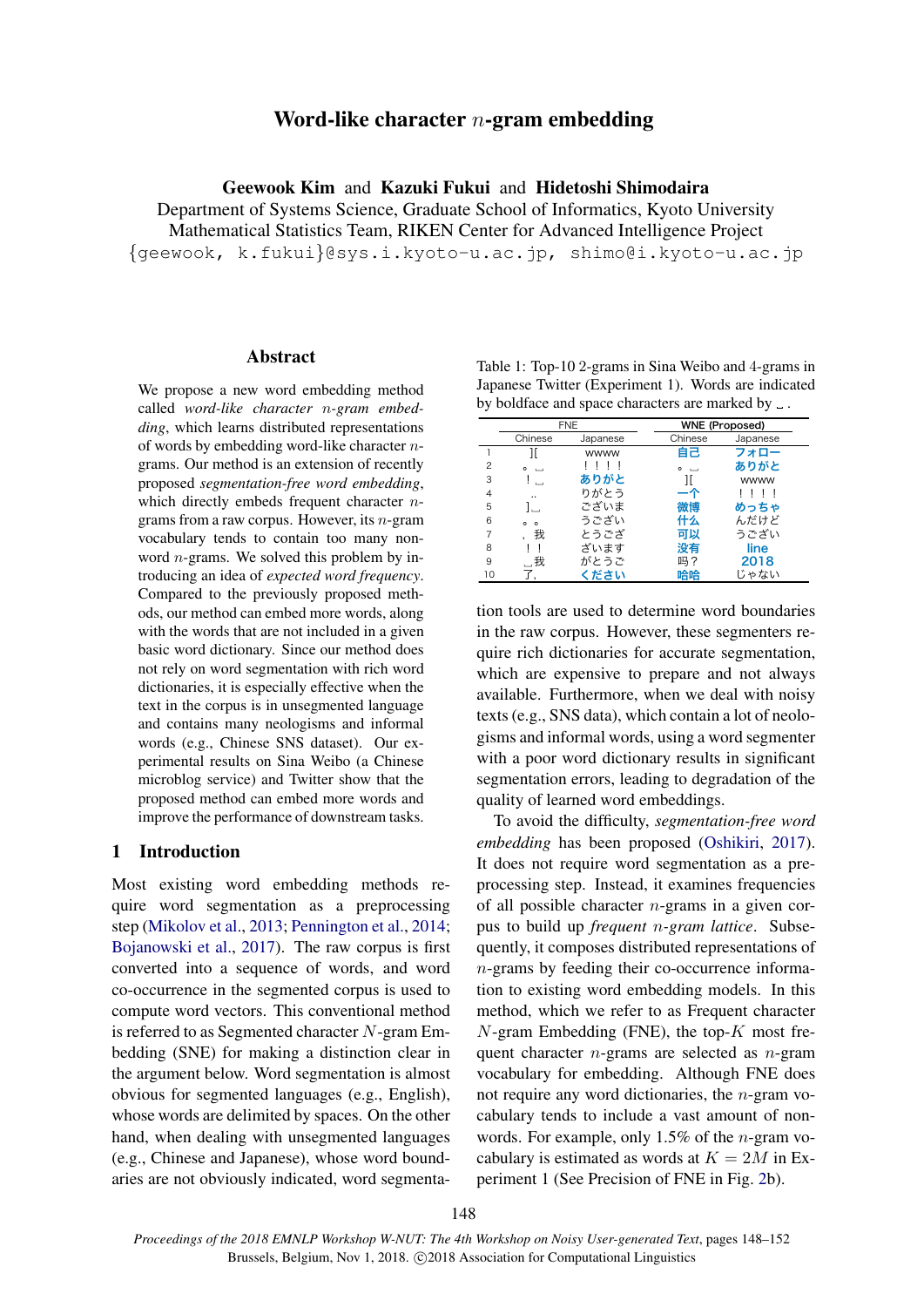# Word-like character $n$-gram embedding

**Geewook Kim** and **Kazuki Fukui** and **Hidetoshi Shimodaira**

Department of Systems Science, Graduate School of Informatics, Kyoto University
Mathematical Statistics Team, RIKEN Center for Advanced Intelligence Project
{geewook, k.fukui}@sys.i.kyoto-u.ac.jp, shimo@i.kyoto-u.ac.jp

## Abstract

We propose a new word embedding method called *word-like character $n$-gram embedding*, which learns distributed representations of words by embedding word-like character $n$-grams. Our method is an extension of recently proposed *segmentation-free word embedding*, which directly embeds frequent character $n$-grams from a raw corpus. However, its $n$-gram vocabulary tends to contain too many non-word $n$-grams. We solved this problem by introducing an idea of *expected word frequency*. Compared to the previously proposed methods, our method can embed more words, along with the words that are not included in a given basic word dictionary. Since our method does not rely on word segmentation with rich word dictionaries, it is especially effective when the text in the corpus is in unsegmented language and contains many neologisms and informal words (e.g., Chinese SNS dataset). Our experimental results on Sina Weibo (a Chinese microblog service) and Twitter show that the proposed method can embed more words and improve the performance of downstream tasks.

Table 1: Top-10 2-grams in Sina Weibo and 4-grams in Japanese Twitter (Experiment 1). Words are indicated by boldface and space characters are marked by ␣.

| | FNE | | WNE (Proposed) | |
|---|---|---|---|---|
| | Chinese | Japanese | Chinese | Japanese |
| 1 | ][ | wwww | **自己** | **フォロー** |
| 2 | 。␣ | ！！！！ | 。␣ | **ありがと** |
| 3 | ！␣ | **ありがと** | ][ | wwww |
| 4 | .. | りがとう | **一个** | ！！！！ |
| 5 | ]␣ | ございま | **微博** | **めっちゃ** |
| 6 | 。。 | うござい | **什么** | んだけど |
| 7 | ，我 | とうござ | **可以** | うござい |
| 8 | ！！ | ざいます | **没有** | **line** |
| 9 | ␣我 | がとうご | 吗？ | **2018** |
| 10 | 了， | **ください** | **哈哈** | じゃない |

## 1 Introduction

Most existing word embedding methods require word segmentation as a preprocessing step (Mikolov et al., 2013; Pennington et al., 2014; Bojanowski et al., 2017). The raw corpus is first converted into a sequence of words, and word co-occurrence in the segmented corpus is used to compute word vectors. This conventional method is referred to as Segmented character $N$-gram Embedding (SNE) for making a distinction clear in the argument below. Word segmentation is almost obvious for segmented languages (e.g., English), whose words are delimited by spaces. On the other hand, when dealing with unsegmented languages (e.g., Chinese and Japanese), whose word boundaries are not obviously indicated, word segmentation tools are used to determine word boundaries in the raw corpus. However, these segmenters require rich dictionaries for accurate segmentation, which are expensive to prepare and not always available. Furthermore, when we deal with noisy texts (e.g., SNS data), which contain a lot of neologisms and informal words, using a word segmenter with a poor word dictionary results in significant segmentation errors, leading to degradation of the quality of learned word embeddings.

To avoid the difficulty, *segmentation-free word embedding* has been proposed (Oshikiri, 2017). It does not require word segmentation as a preprocessing step. Instead, it examines frequencies of all possible character $n$-grams in a given corpus to build up *frequent $n$-gram lattice*. Subsequently, it composes distributed representations of $n$-grams by feeding their co-occurrence information to existing word embedding models. In this method, which we refer to as Frequent character $N$-gram Embedding (FNE), the top-$K$ most frequent character $n$-grams are selected as $n$-gram vocabulary for embedding. Although FNE does not require any word dictionaries, the $n$-gram vocabulary tends to include a vast amount of non-words. For example, only 1.5% of the $n$-gram vocabulary is estimated as words at $K = 2M$ in Experiment 1 (See Precision of FNE in Fig. 2b).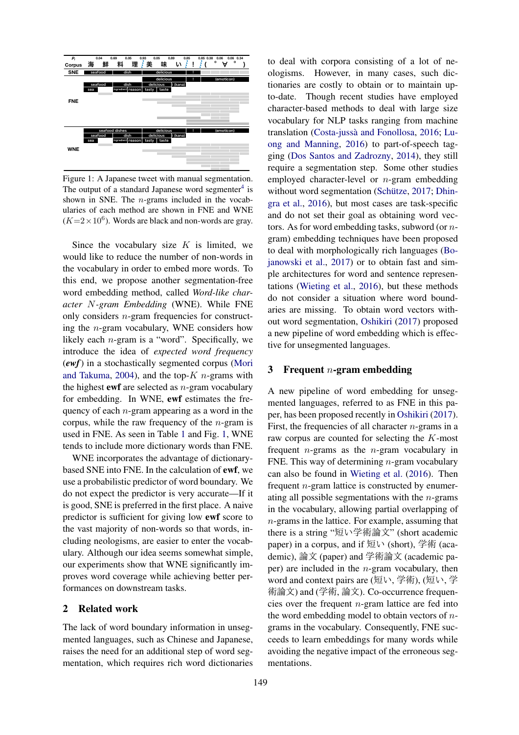Figure 1: A Japanese tweet with manual segmentation. The output of a standard Japanese word segmenter[4] is shown in SNE. The $n$-grams included in the vocabularies of each method are shown in FNE and WNE ($K=2\times10^6$). Words are black and non-words are gray.

Since the vocabulary size $K$ is limited, we would like to reduce the number of non-words in the vocabulary in order to embed more words. To this end, we propose another segmentation-free word embedding method, called *Word-like character $N$-gram Embedding* (WNE). While FNE only considers $n$-gram frequencies for constructing the $n$-gram vocabulary, WNE considers how likely each $n$-gram is a "word". Specifically, we introduce the idea of *expected word frequency* (***ewf***) in a stochastically segmented corpus (Mori and Takuma, 2004), and the top-$K$ $n$-grams with the highest **ewf** are selected as $n$-gram vocabulary for embedding. In WNE, **ewf** estimates the frequency of each $n$-gram appearing as a word in the corpus, while the raw frequency of the $n$-gram is used in FNE. As seen in Table 1 and Fig. 1, WNE tends to include more dictionary words than FNE.

WNE incorporates the advantage of dictionary-based SNE into FNE. In the calculation of **ewf**, we use a probabilistic predictor of word boundary. We do not expect the predictor is very accurate—If it is good, SNE is preferred in the first place. A naive predictor is sufficient for giving low **ewf** score to the vast majority of non-words so that words, including neologisms, are easier to enter the vocabulary. Although our idea seems somewhat simple, our experiments show that WNE significantly improves word coverage while achieving better performances on downstream tasks.

## 2 Related work

The lack of word boundary information in unsegmented languages, such as Chinese and Japanese, raises the need for an additional step of word segmentation, which requires rich word dictionaries to deal with corpora consisting of a lot of neologisms. However, in many cases, such dictionaries are costly to obtain or to maintain up-to-date. Though recent studies have employed character-based methods to deal with large size vocabulary for NLP tasks ranging from machine translation (Costa-jussà and Fonollosa, 2016; Luong and Manning, 2016) to part-of-speech tagging (Dos Santos and Zadrozny, 2014), they still require a segmentation step. Some other studies employed character-level or $n$-gram embedding without word segmentation (Schütze, 2017; Dhingra et al., 2016), but most cases are task-specific and do not set their goal as obtaining word vectors. As for word embedding tasks, subword (or $n$-gram) embedding techniques have been proposed to deal with morphologically rich languages (Bojanowski et al., 2017) or to obtain fast and simple architectures for word and sentence representations (Wieting et al., 2016), but these methods do not consider a situation where word boundaries are missing. To obtain word vectors without word segmentation, Oshikiri (2017) proposed a new pipeline of word embedding which is effective for unsegmented languages.

## 3 Frequent $n$-gram embedding

A new pipeline of word embedding for unsegmented languages, referred to as FNE in this paper, has been proposed recently in Oshikiri (2017). First, the frequencies of all character $n$-grams in a raw corpus are counted for selecting the $K$-most frequent $n$-grams as the $n$-gram vocabulary in FNE. This way of determining $n$-gram vocabulary can also be found in Wieting et al. (2016). Then frequent $n$-gram lattice is constructed by enumerating all possible segmentations with the $n$-grams in the vocabulary, allowing partial overlapping of $n$-grams in the lattice. For example, assuming that there is a string "短い学術論文" (short academic paper) in a corpus, and if 短い (short), 学術 (academic), 論文 (paper) and 学術論文 (academic paper) are included in the $n$-gram vocabulary, then word and context pairs are (短い, 学術), (短い, 学術論文) and (学術, 論文). Co-occurrence frequencies over the frequent $n$-gram lattice are fed into the word embedding model to obtain vectors of $n$-grams in the vocabulary. Consequently, FNE succeeds to learn embeddings for many words while avoiding the negative impact of the erroneous segmentations.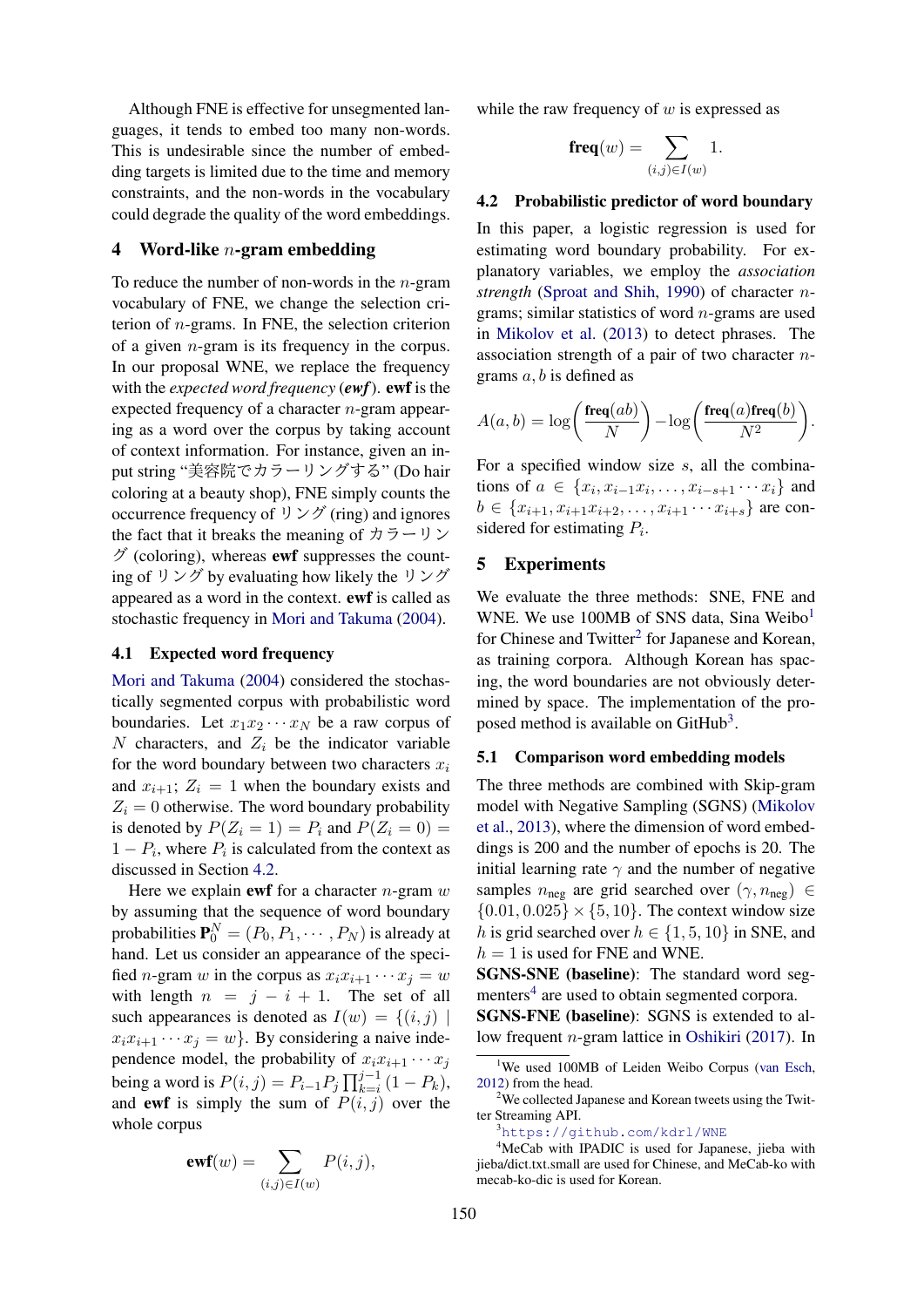Although FNE is effective for unsegmented languages, it tends to embed too many non-words. This is undesirable since the number of embedding targets is limited due to the time and memory constraints, and the non-words in the vocabulary could degrade the quality of the word embeddings.

## 4 Word-like $n$-gram embedding

To reduce the number of non-words in the $n$-gram vocabulary of FNE, we change the selection criterion of $n$-grams. In FNE, the selection criterion of a given $n$-gram is its frequency in the corpus. In our proposal WNE, we replace the frequency with the *expected word frequency* (***ewf***). **ewf** is the expected frequency of a character $n$-gram appearing as a word over the corpus by taking account of context information. For instance, given an input string “美容院でカラーリングする” (Do hair coloring at a beauty shop), FNE simply counts the occurrence frequency of リング (ring) and ignores the fact that it breaks the meaning of カラーリング (coloring), whereas **ewf** suppresses the counting of リング by evaluating how likely the リング appeared as a word in the context. **ewf** is called as stochastic frequency in Mori and Takuma (2004).

### 4.1 Expected word frequency

Mori and Takuma (2004) considered the stochastically segmented corpus with probabilistic word boundaries. Let $x_1 x_2 \cdots x_N$ be a raw corpus of $N$ characters, and $Z_i$ be the indicator variable for the word boundary between two characters $x_i$ and $x_{i+1}$; $Z_i = 1$ when the word boundary exists and $Z_i = 0$ otherwise. The word boundary probability is denoted by $P(Z_i = 1) = P_i$ and $P(Z_i = 0) = 1 - P_i$, where $P_i$ is calculated from the context as discussed in Section 4.2.

Here we explain **ewf** for a character $n$-gram $w$ by assuming that the sequence of word boundary probabilities $\mathbf{P}_0^N = (P_0, P_1, \cdots, P_N)$ is already at hand. Let us consider an appearance of the specified $n$-gram $w$ in the corpus as $x_i x_{i+1} \cdots x_j = w$ with length $n = j - i + 1$. The set of all such appearances is denoted as $I(w) = \{(i, j) \mid x_i x_{i+1} \cdots x_j = w\}$. By considering a naive independence model, the probability of $x_i x_{i+1} \cdots x_j$ being a word is $P(i, j) = P_{i-1} P_j \prod_{k=i}^{j-1} (1 - P_k)$, and **ewf** is simply the sum of $P(i, j)$ over the whole corpus

$$\textbf{ewf}(w) = \sum_{(i,j) \in I(w)} P(i, j),$$

while the raw frequency of $w$ is expressed as

$$\textbf{freq}(w) = \sum_{(i,j) \in I(w)} 1.$$

### 4.2 Probabilistic predictor of word boundary

In this paper, a logistic regression is used for estimating word boundary probability. For explanatory variables, we employ the *association strength* (Sproat and Shih, 1990) of character $n$-grams; similar statistics of word $n$-grams are used in Mikolov et al. (2013) to detect phrases. The association strength of a pair of two character $n$-grams $a, b$ is defined as

$$A(a, b) = \log \left( \frac{\textbf{freq}(ab)}{N} \right) - \log \left( \frac{\textbf{freq}(a) \textbf{freq}(b)}{N^2} \right).$$

For a specified window size $s$, all the combinations of $a \in \{x_i, x_{i-1}x_i, \ldots, x_{i-s+1} \cdots x_i\}$ and $b \in \{x_{i+1}, x_{i+1}x_{i+2}, \ldots, x_{i+1} \cdots x_{i+s}\}$ are considered for estimating $P_i$.

## 5 Experiments

We evaluate the three methods: SNE, FNE and WNE. We use 100MB of SNS data, Sina Weibo[1] for Chinese and Twitter[2] for Japanese and Korean, as training corpora. Although Korean has spacing, the word boundaries are not obviously determined by space. The implementation of the proposed method is available on GitHub[3].

### 5.1 Comparison word embedding models

The three methods are combined with Skip-gram model with Negative Sampling (SGNS) (Mikolov et al., 2013), where the dimension of word embeddings is 200 and the number of epochs is 20. The initial learning rate $\gamma$ and the number of negative samples $n_{\text{neg}}$ are grid searched over $(\gamma, n_{\text{neg}}) \in \{0.01, 0.025\} \times \{5, 10\}$. The context window size $h$ is grid searched over $h \in \{1, 5, 10\}$ in SNE, and $h = 1$ is used for FNE and WNE.

**SGNS-SNE (baseline)**: The standard word segmenters[4] are used to obtain segmented corpora.

**SGNS-FNE (baseline)**: SGNS is extended to allow frequent $n$-gram lattice in Oshikiri (2017). In

---

[1] We used 100MB of Leiden Weibo Corpus (van Esch, 2012) from the head.

[2] We collected Japanese and Korean tweets using the Twitter Streaming API.

[3] https://github.com/kdrl/WNE

[4] MeCab with IPADIC is used for Japanese, jieba with jieba/dict.txt.small are used for Chinese, and MeCab-ko with mecab-ko-dic is used for Korean.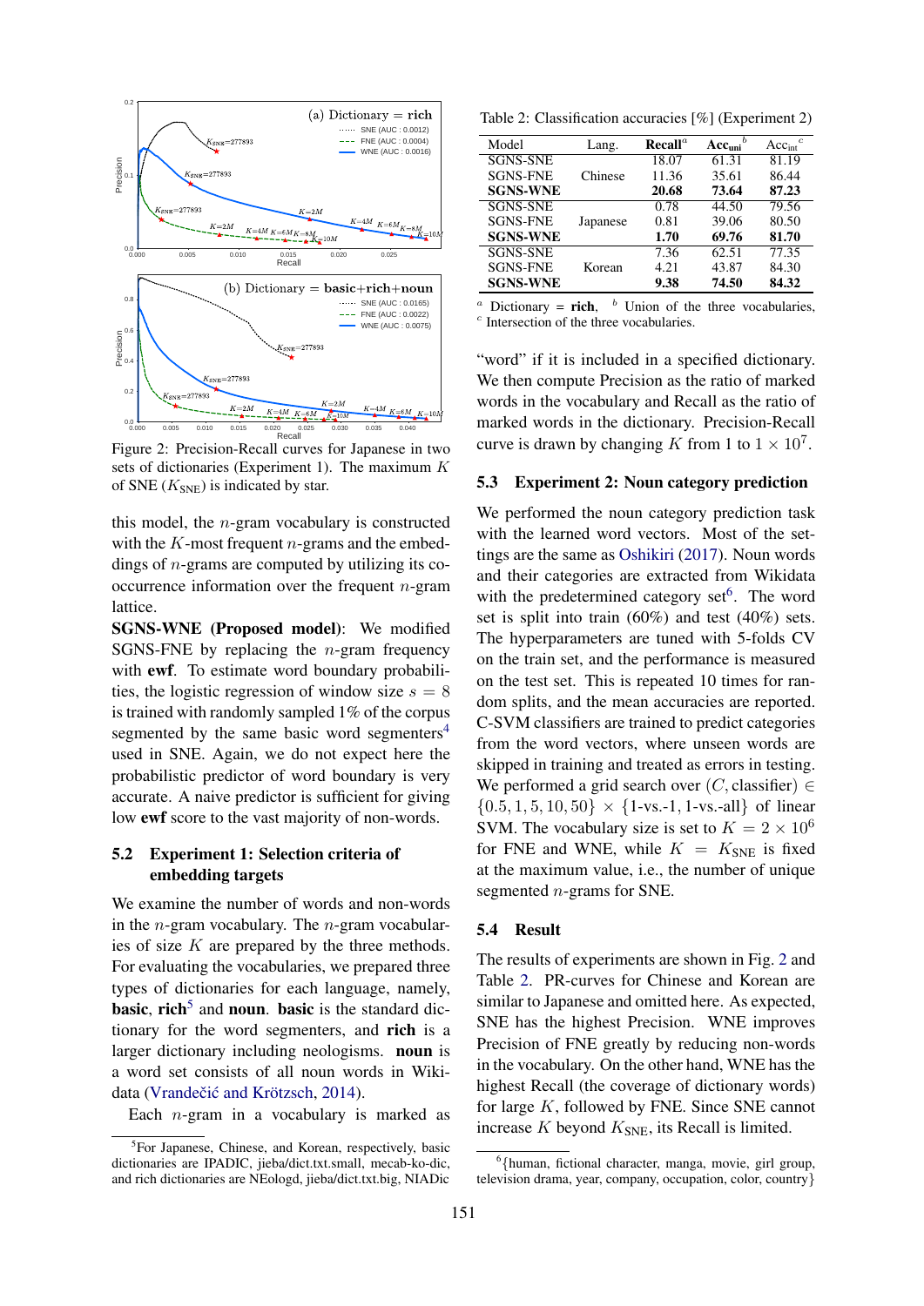Figure 2: Precision-Recall curves for Japanese in two sets of dictionaries (Experiment 1). The maximum $K$ of SNE ($K_{\text{SNE}}$) is indicated by star.

this model, the $n$-gram vocabulary is constructed with the $K$-most frequent $n$-grams and the embeddings of $n$-grams are computed by utilizing its co-occurrence information over the frequent $n$-gram lattice.

**SGNS-WNE (Proposed model)**: We modified SGNS-FNE by replacing the $n$-gram frequency with **ewf**. To estimate word boundary probabilities, the logistic regression of window size $s = 8$ is trained with randomly sampled 1% of the corpus segmented by the same basic word segmenters[4] used in SNE. Again, we do not expect here the probabilistic predictor of word boundary is very accurate. A naive predictor is sufficient for giving low **ewf** score to the vast majority of non-words.

### 5.2 Experiment 1: Selection criteria of embedding targets

We examine the number of words and non-words in the $n$-gram vocabulary. The $n$-gram vocabularies of size $K$ are prepared by the three methods. For evaluating the vocabularies, we prepared three types of dictionaries for each language, namely, **basic**, **rich**[5] and **noun**. **basic** is the standard dictionary for the word segmenters, and **rich** is a larger dictionary including neologisms. **noun** is a word set consists of all noun words in Wikidata (Vrandečić and Krötzsch, 2014).

Each $n$-gram in a vocabulary is marked as "word" if it is included in a specified dictionary. We then compute Precision as the ratio of marked words in the vocabulary and Recall as the ratio of marked words in the dictionary. Precision-Recall curve is drawn by changing $K$ from 1 to $1 \times 10^7$.

Table 2: Classification accuracies [%] (Experiment 2)

| Model | Lang. | **Recall**[a] | **Acc**$_{\text{uni}}$[b] | Acc$_{\text{int}}$[c] |
|---|---|---|---|---|
| SGNS-SNE | | 18.07 | 61.31 | 81.19 |
| SGNS-FNE | Chinese | 11.36 | 35.61 | 86.44 |
| **SGNS-WNE** | | **20.68** | **73.64** | **87.23** |
| SGNS-SNE | | 0.78 | 44.50 | 79.56 |
| SGNS-FNE | Japanese | 0.81 | 39.06 | 80.50 |
| **SGNS-WNE** | | **1.70** | **69.76** | **81.70** |
| SGNS-SNE | | 7.36 | 62.51 | 77.35 |
| SGNS-FNE | Korean | 4.21 | 43.87 | 84.30 |
| **SGNS-WNE** | | **9.38** | **74.50** | **84.32** |

[a] Dictionary = **rich**, [b] Union of the three vocabularies, [c] Intersection of the three vocabularies.

### 5.3 Experiment 2: Noun category prediction

We performed the noun category prediction task with the learned word vectors. Most of the settings are the same as Oshikiri (2017). Noun words and their categories are extracted from Wikidata with the predetermined category set[6]. The word set is split into train (60%) and test (40%) sets. The hyperparameters are tuned with 5-folds CV on the train set, and the performance is measured on the test set. This is repeated 10 times for random splits, and the mean accuracies are reported. C-SVM classifiers are trained to predict categories from the word vectors, where unseen words are skipped in training and treated as errors in testing. We performed a grid search over $(C, \text{classifier}) \in \{0.5, 1, 5, 10, 50\} \times \{\text{1-vs.-1, 1-vs.-all}\}$ of linear SVM. The vocabulary size is set to $K = 2 \times 10^6$ for FNE and WNE, while $K = K_{\text{SNE}}$ is fixed at the maximum value, i.e., the number of unique segmented $n$-grams for SNE.

### 5.4 Result

The results of experiments are shown in Fig. 2 and Table 2. PR-curves for Chinese and Korean are similar to Japanese and omitted here. As expected, SNE has the highest Precision. WNE improves Precision of FNE greatly by reducing non-words in the vocabulary. On the other hand, WNE has the highest Recall (the coverage of dictionary words) for large $K$, followed by FNE. Since SNE cannot increase $K$ beyond $K_{\text{SNE}}$, its Recall is limited.

[5] For Japanese, Chinese, and Korean, respectively, basic dictionaries are IPADIC, jieba/dict.txt.small, mecab-ko-dic, and rich dictionaries are NEologd, jieba/dict.txt.big, NIADic

[6] {human, fictional character, manga, movie, girl group, television drama, year, company, occupation, color, country}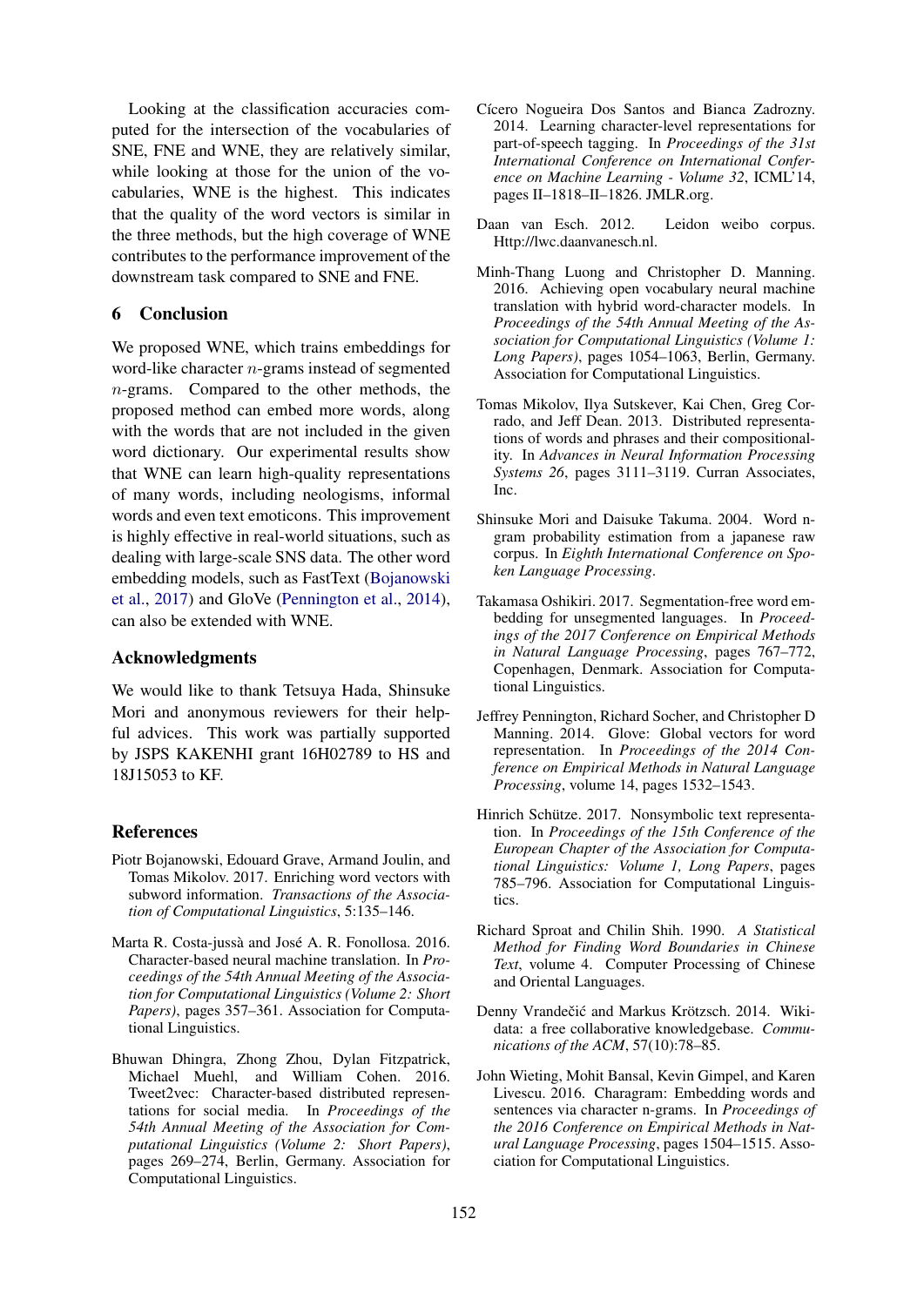Looking at the classification accuracies computed for the intersection of the vocabularies of SNE, FNE and WNE, they are relatively similar, while looking at those for the union of the vocabularies, WNE is the highest. This indicates that the quality of the word vectors is similar in the three methods, but the high coverage of WNE contributes to the performance improvement of the downstream task compared to SNE and FNE.

## 6 Conclusion

We proposed WNE, which trains embeddings for word-like character $n$-grams instead of segmented $n$-grams. Compared to the other methods, the proposed method can embed more words, along with the words that are not included in the given word dictionary. Our experimental results show that WNE can learn high-quality representations of many words, including neologisms, informal words and even text emoticons. This improvement is highly effective in real-world situations, such as dealing with large-scale SNS data. The other word embedding models, such as FastText (Bojanowski et al., 2017) and GloVe (Pennington et al., 2014), can also be extended with WNE.

## Acknowledgments

We would like to thank Tetsuya Hada, Shinsuke Mori and anonymous reviewers for their helpful advices. This work was partially supported by JSPS KAKENHI grant 16H02789 to HS and 18J15053 to KF.

## References

Piotr Bojanowski, Edouard Grave, Armand Joulin, and Tomas Mikolov. 2017. Enriching word vectors with subword information. *Transactions of the Association of Computational Linguistics*, 5:135–146.

Marta R. Costa-jussà and José A. R. Fonollosa. 2016. Character-based neural machine translation. In *Proceedings of the 54th Annual Meeting of the Association for Computational Linguistics (Volume 2: Short Papers)*, pages 357–361. Association for Computational Linguistics.

Bhuwan Dhingra, Zhong Zhou, Dylan Fitzpatrick, Michael Muehl, and William Cohen. 2016. Tweet2vec: Character-based distributed representations for social media. In *Proceedings of the 54th Annual Meeting of the Association for Computational Linguistics (Volume 2: Short Papers)*, pages 269–274, Berlin, Germany. Association for Computational Linguistics.

Cícero Nogueira Dos Santos and Bianca Zadrozny. 2014. Learning character-level representations for part-of-speech tagging. In *Proceedings of the 31st International Conference on International Conference on Machine Learning - Volume 32*, ICML'14, pages II–1818–II–1826. JMLR.org.

Daan van Esch. 2012. Leidon weibo corpus. Http://lwc.daanvanesch.nl.

Minh-Thang Luong and Christopher D. Manning. 2016. Achieving open vocabulary neural machine translation with hybrid word-character models. In *Proceedings of the 54th Annual Meeting of the Association for Computational Linguistics (Volume 1: Long Papers)*, pages 1054–1063, Berlin, Germany. Association for Computational Linguistics.

Tomas Mikolov, Ilya Sutskever, Kai Chen, Greg Corrado, and Jeff Dean. 2013. Distributed representations of words and phrases and their compositionality. In *Advances in Neural Information Processing Systems 26*, pages 3111–3119. Curran Associates, Inc.

Shinsuke Mori and Daisuke Takuma. 2004. Word n-gram probability estimation from a japanese raw corpus. In *Eighth International Conference on Spoken Language Processing*.

Takamasa Oshikiri. 2017. Segmentation-free word embedding for unsegmented languages. In *Proceedings of the 2017 Conference on Empirical Methods in Natural Language Processing*, pages 767–772, Copenhagen, Denmark. Association for Computational Linguistics.

Jeffrey Pennington, Richard Socher, and Christopher D Manning. 2014. Glove: Global vectors for word representation. In *Proceedings of the 2014 Conference on Empirical Methods in Natural Language Processing*, volume 14, pages 1532–1543.

Hinrich Schütze. 2017. Nonsymbolic text representation. In *Proceedings of the 15th Conference of the European Chapter of the Association for Computational Linguistics: Volume 1, Long Papers*, pages 785–796. Association for Computational Linguistics.

Richard Sproat and Chilin Shih. 1990. *A Statistical Method for Finding Word Boundaries in Chinese Text*, volume 4. Computer Processing of Chinese and Oriental Languages.

Denny Vrandečić and Markus Krötzsch. 2014. Wikidata: a free collaborative knowledgebase. *Communications of the ACM*, 57(10):78–85.

John Wieting, Mohit Bansal, Kevin Gimpel, and Karen Livescu. 2016. Charagram: Embedding words and sentences via character n-grams. In *Proceedings of the 2016 Conference on Empirical Methods in Natural Language Processing*, pages 1504–1515. Association for Computational Linguistics.